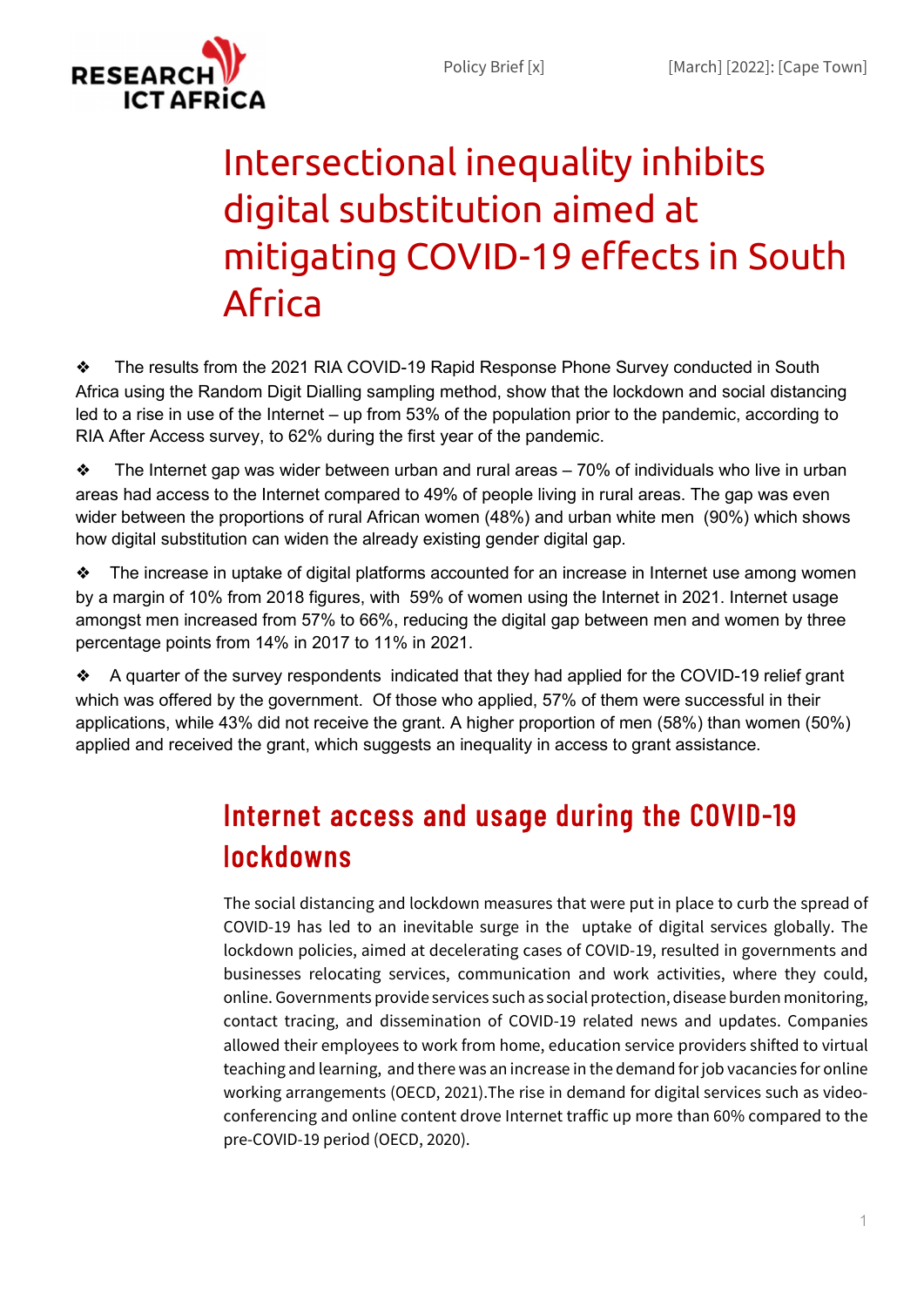RESEARCH ICT AFRICA

Policy Brief [x] [March] [2022]: [Cape Town]

# Intersectional inequality inhibits digital substitution aimed at mitigating COVID-19 effects in South Africa

- The results from the 2021 RIA COVID-19 Rapid Response Phone Survey conducted in South Africa using the Random Digit Dialling sampling method, show that the lockdown and social distancing led to a rise in use of the Internet – up from 53% of the population prior to the pandemic, according to RIA After Access survey, to 62% during the first year of the pandemic.
- The Internet gap was wider between urban and rural areas – 70% of individuals who live in urban areas had access to the Internet compared to 49% of people living in rural areas. The gap was even wider between the proportions of rural African women (48%) and urban white men (90%) which shows how digital substitution can widen the already existing gender digital gap.
- The increase in uptake of digital platforms accounted for an increase in Internet use among women by a margin of 10% from 2018 figures, with 59% of women using the Internet in 2021. Internet usage amongst men increased from 57% to 66%, reducing the digital gap between men and women by three percentage points from 14% in 2017 to 11% in 2021.
- A quarter of the survey respondents indicated that they had applied for the COVID-19 relief grant which was offered by the government. Of those who applied, 57% of them were successful in their applications, while 43% did not receive the grant. A higher proportion of men (58%) than women (50%) applied and received the grant, which suggests an inequality in access to grant assistance.

## Internet access and usage during the COVID-19 lockdowns

The social distancing and lockdown measures that were put in place to curb the spread of COVID-19 has led to an inevitable surge in the uptake of digital services globally. The lockdown policies, aimed at decelerating cases of COVID-19, resulted in governments and businesses relocating services, communication and work activities, where they could, online. Governments provide services such as social protection, disease burden monitoring, contact tracing, and dissemination of COVID-19 related news and updates. Companies allowed their employees to work from home, education service providers shifted to virtual teaching and learning, and there was an increase in the demand for job vacancies for online working arrangements (OECD, 2021).The rise in demand for digital services such as video-conferencing and online content drove Internet traffic up more than 60% compared to the pre-COVID-19 period (OECD, 2020).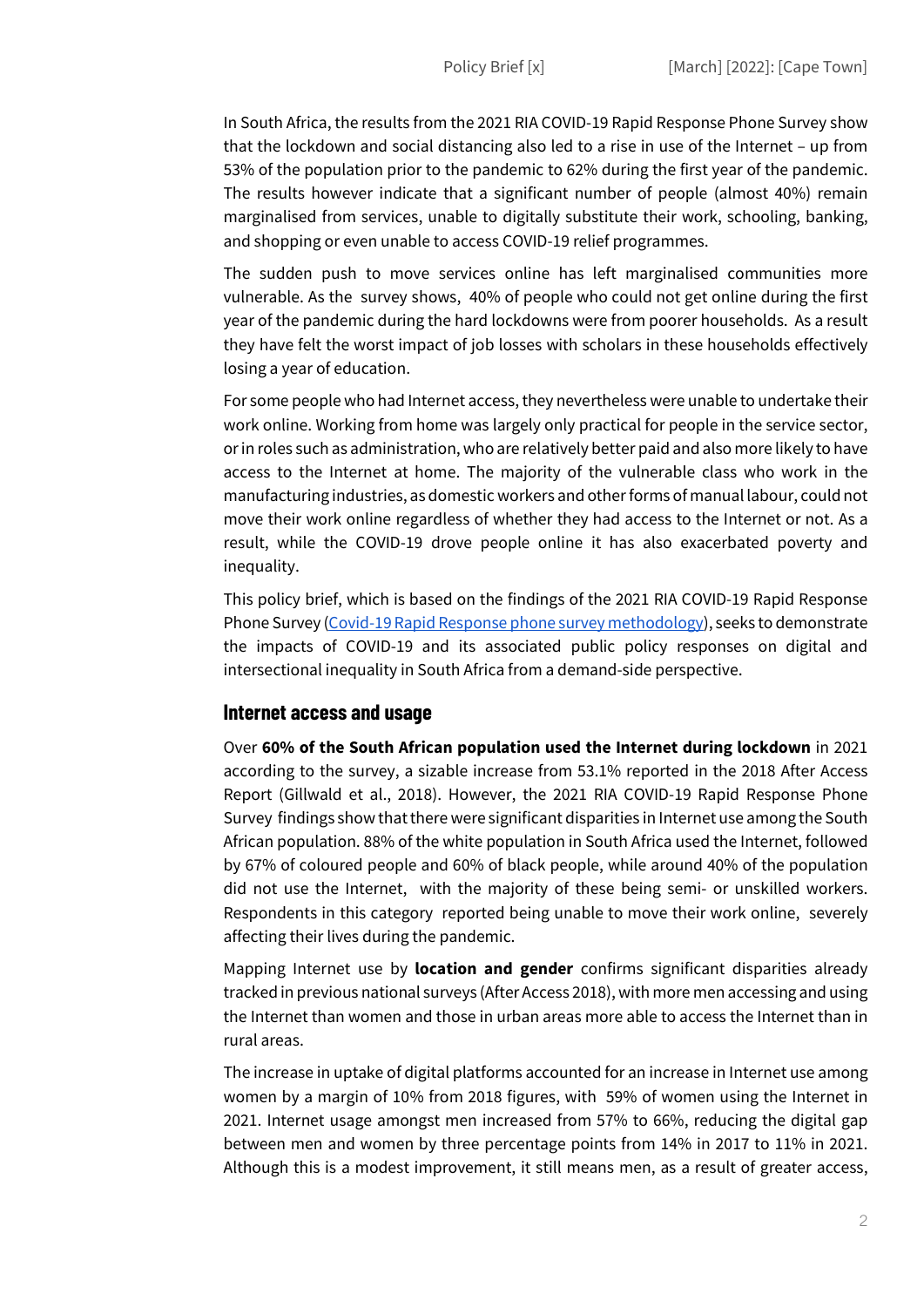In South Africa, the results from the 2021 RIA COVID-19 Rapid Response Phone Survey show that the lockdown and social distancing also led to a rise in use of the Internet – up from 53% of the population prior to the pandemic to 62% during the first year of the pandemic. The results however indicate that a significant number of people (almost 40%) remain marginalised from services, unable to digitally substitute their work, schooling, banking, and shopping or even unable to access COVID-19 relief programmes.

The sudden push to move services online has left marginalised communities more vulnerable. As the survey shows, 40% of people who could not get online during the first year of the pandemic during the hard lockdowns were from poorer households. As a result they have felt the worst impact of job losses with scholars in these households effectively losing a year of education.

For some people who had Internet access, they nevertheless were unable to undertake their work online. Working from home was largely only practical for people in the service sector, or in roles such as administration, who are relatively better paid and also more likely to have access to the Internet at home. The majority of the vulnerable class who work in the manufacturing industries, as domestic workers and other forms of manual labour, could not move their work online regardless of whether they had access to the Internet or not. As a result, while the COVID-19 drove people online it has also exacerbated poverty and inequality.

This policy brief, which is based on the findings of the 2021 RIA COVID-19 Rapid Response Phone Survey ([Covid-19 Rapid Response phone survey methodology](Covid-19 Rapid Response phone survey methodology)), seeks to demonstrate the impacts of COVID-19 and its associated public policy responses on digital and intersectional inequality in South Africa from a demand-side perspective.

## Internet access and usage

Over **60% of the South African population used the Internet during lockdown** in 2021 according to the survey, a sizable increase from 53.1% reported in the 2018 After Access Report (Gillwald et al., 2018). However, the 2021 RIA COVID-19 Rapid Response Phone Survey findings show that there were significant disparities in Internet use among the South African population. 88% of the white population in South Africa used the Internet, followed by 67% of coloured people and 60% of black people, while around 40% of the population did not use the Internet, with the majority of these being semi- or unskilled workers. Respondents in this category reported being unable to move their work online, severely affecting their lives during the pandemic.

Mapping Internet use by **location and gender** confirms significant disparities already tracked in previous national surveys (After Access 2018), with more men accessing and using the Internet than women and those in urban areas more able to access the Internet than in rural areas.

The increase in uptake of digital platforms accounted for an increase in Internet use among women by a margin of 10% from 2018 figures, with 59% of women using the Internet in 2021. Internet usage amongst men increased from 57% to 66%, reducing the digital gap between men and women by three percentage points from 14% in 2017 to 11% in 2021. Although this is a modest improvement, it still means men, as a result of greater access,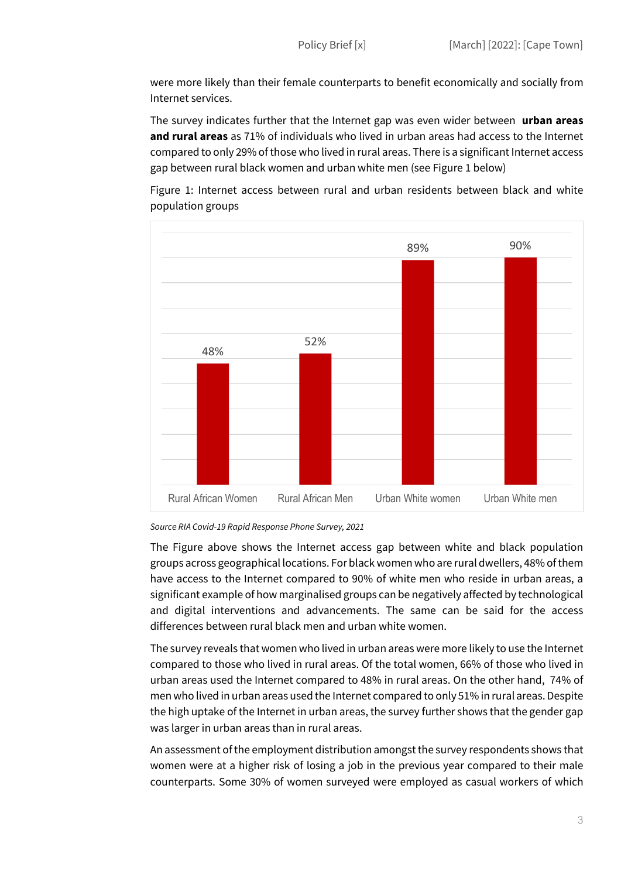were more likely than their female counterparts to benefit economically and socially from Internet services.

The survey indicates further that the Internet gap was even wider between **urban areas and rural areas** as 71% of individuals who lived in urban areas had access to the Internet compared to only 29% of those who lived in rural areas. There is a significant Internet access gap between rural black women and urban white men (see Figure 1 below)

Figure 1: Internet access between rural and urban residents between black and white population groups

| Rural African Women | Rural African Men | Urban White women | Urban White men |
|---|---|---|---|
| 48% | 52% | 89% | 90% |

*Source RIA Covid-19 Rapid Response Phone Survey, 2021*

The Figure above shows the Internet access gap between white and black population groups across geographical locations. For black women who are rural dwellers, 48% of them have access to the Internet compared to 90% of white men who reside in urban areas, a significant example of how marginalised groups can be negatively affected by technological and digital interventions and advancements. The same can be said for the access differences between rural black men and urban white women.

The survey reveals that women who lived in urban areas were more likely to use the Internet compared to those who lived in rural areas. Of the total women, 66% of those who lived in urban areas used the Internet compared to 48% in rural areas. On the other hand, 74% of men who lived in urban areas used the Internet compared to only 51% in rural areas. Despite the high uptake of the Internet in urban areas, the survey further shows that the gender gap was larger in urban areas than in rural areas.

An assessment of the employment distribution amongst the survey respondents shows that women were at a higher risk of losing a job in the previous year compared to their male counterparts. Some 30% of women surveyed were employed as casual workers of which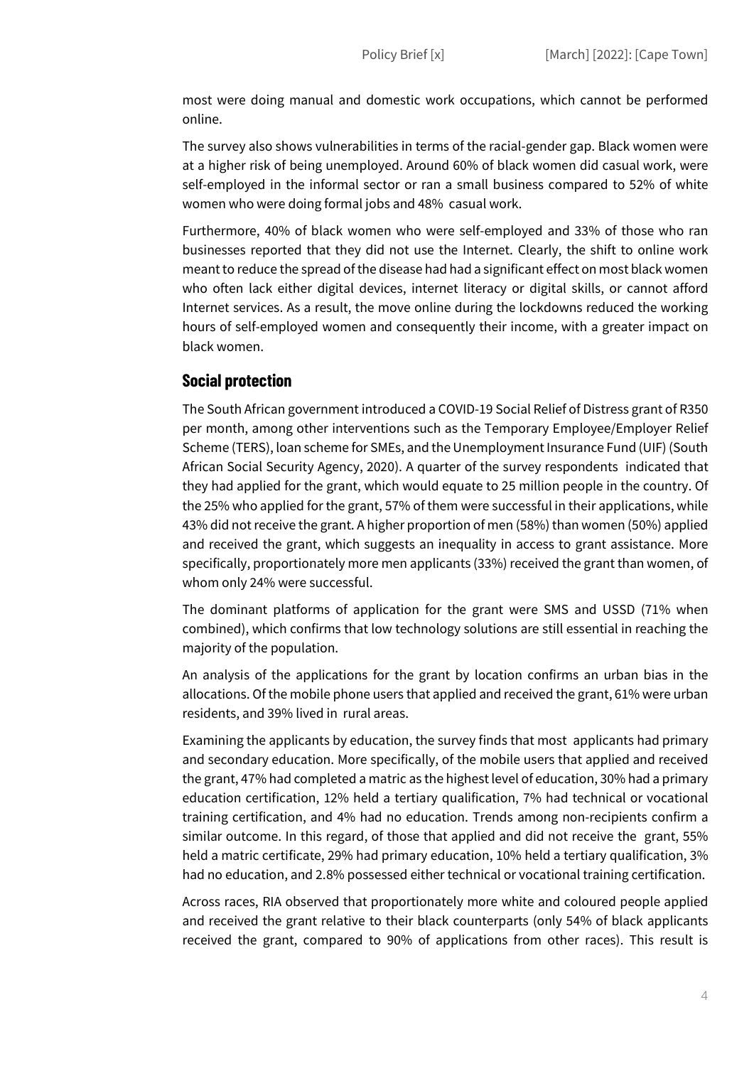most were doing manual and domestic work occupations, which cannot be performed online.

The survey also shows vulnerabilities in terms of the racial-gender gap. Black women were at a higher risk of being unemployed. Around 60% of black women did casual work, were self-employed in the informal sector or ran a small business compared to 52% of white women who were doing formal jobs and 48% casual work.

Furthermore, 40% of black women who were self-employed and 33% of those who ran businesses reported that they did not use the Internet. Clearly, the shift to online work meant to reduce the spread of the disease had had a significant effect on most black women who often lack either digital devices, internet literacy or digital skills, or cannot afford Internet services. As a result, the move online during the lockdowns reduced the working hours of self-employed women and consequently their income, with a greater impact on black women.

## Social protection

The South African government introduced a COVID-19 Social Relief of Distress grant of R350 per month, among other interventions such as the Temporary Employee/Employer Relief Scheme (TERS), loan scheme for SMEs, and the Unemployment Insurance Fund (UIF) (South African Social Security Agency, 2020). A quarter of the survey respondents indicated that they had applied for the grant, which would equate to 25 million people in the country. Of the 25% who applied for the grant, 57% of them were successful in their applications, while 43% did not receive the grant. A higher proportion of men (58%) than women (50%) applied and received the grant, which suggests an inequality in access to grant assistance. More specifically, proportionately more men applicants (33%) received the grant than women, of whom only 24% were successful.

The dominant platforms of application for the grant were SMS and USSD (71% when combined), which confirms that low technology solutions are still essential in reaching the majority of the population.

An analysis of the applications for the grant by location confirms an urban bias in the allocations. Of the mobile phone users that applied and received the grant, 61% were urban residents, and 39% lived in rural areas.

Examining the applicants by education, the survey finds that most applicants had primary and secondary education. More specifically, of the mobile users that applied and received the grant, 47% had completed a matric as the highest level of education, 30% had a primary education certification, 12% held a tertiary qualification, 7% had technical or vocational training certification, and 4% had no education. Trends among non-recipients confirm a similar outcome. In this regard, of those that applied and did not receive the grant, 55% held a matric certificate, 29% had primary education, 10% held a tertiary qualification, 3% had no education, and 2.8% possessed either technical or vocational training certification.

Across races, RIA observed that proportionately more white and coloured people applied and received the grant relative to their black counterparts (only 54% of black applicants received the grant, compared to 90% of applications from other races). This result is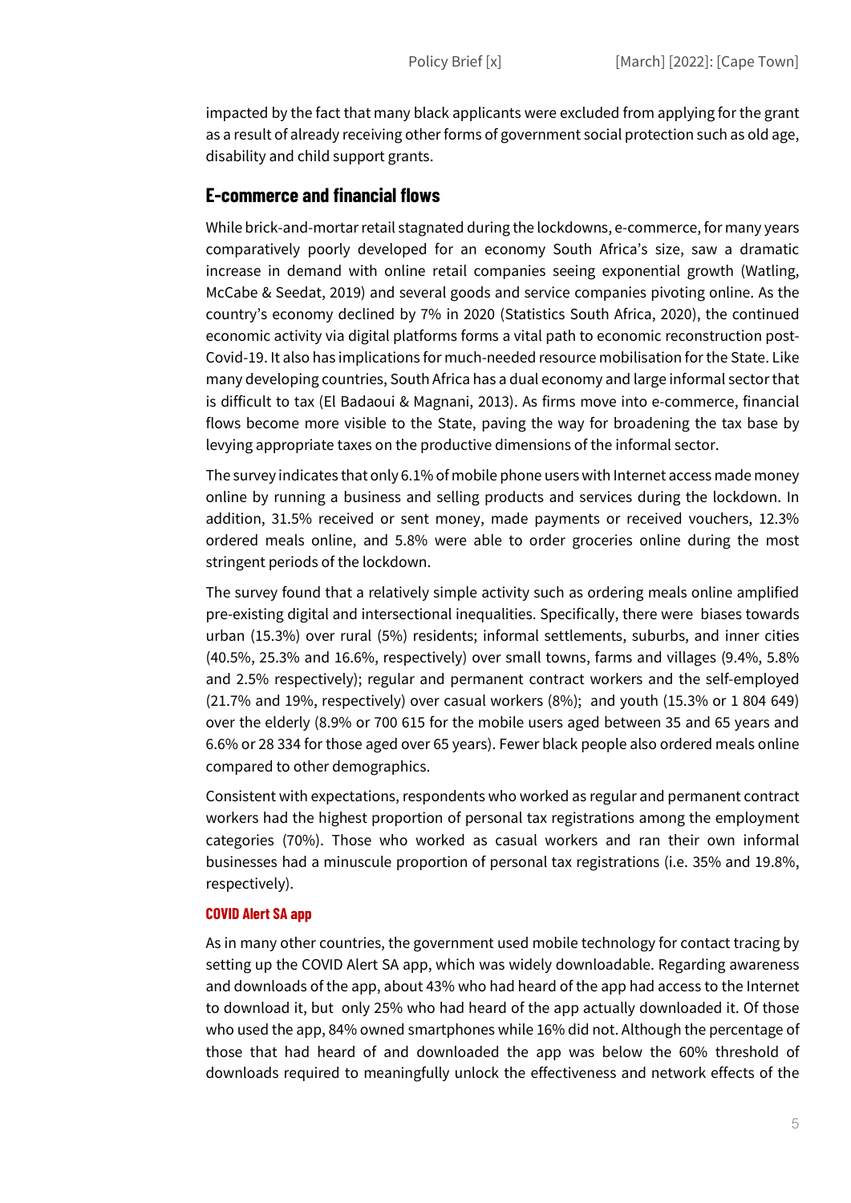impacted by the fact that many black applicants were excluded from applying for the grant as a result of already receiving other forms of government social protection such as old age, disability and child support grants.

## E-commerce and financial flows

While brick-and-mortar retail stagnated during the lockdowns, e-commerce, for many years comparatively poorly developed for an economy South Africa's size, saw a dramatic increase in demand with online retail companies seeing exponential growth (Watling, McCabe & Seedat, 2019) and several goods and service companies pivoting online. As the country's economy declined by 7% in 2020 (Statistics South Africa, 2020), the continued economic activity via digital platforms forms a vital path to economic reconstruction post-Covid-19. It also has implications for much-needed resource mobilisation for the State. Like many developing countries, South Africa has a dual economy and large informal sector that is difficult to tax (El Badaoui & Magnani, 2013). As firms move into e-commerce, financial flows become more visible to the State, paving the way for broadening the tax base by levying appropriate taxes on the productive dimensions of the informal sector.

The survey indicates that only 6.1% of mobile phone users with Internet access made money online by running a business and selling products and services during the lockdown. In addition, 31.5% received or sent money, made payments or received vouchers, 12.3% ordered meals online, and 5.8% were able to order groceries online during the most stringent periods of the lockdown.

The survey found that a relatively simple activity such as ordering meals online amplified pre-existing digital and intersectional inequalities. Specifically, there were biases towards urban (15.3%) over rural (5%) residents; informal settlements, suburbs, and inner cities (40.5%, 25.3% and 16.6%, respectively) over small towns, farms and villages (9.4%, 5.8% and 2.5% respectively); regular and permanent contract workers and the self-employed (21.7% and 19%, respectively) over casual workers (8%); and youth (15.3% or 1 804 649) over the elderly (8.9% or 700 615 for the mobile users aged between 35 and 65 years and 6.6% or 28 334 for those aged over 65 years). Fewer black people also ordered meals online compared to other demographics.

Consistent with expectations, respondents who worked as regular and permanent contract workers had the highest proportion of personal tax registrations among the employment categories (70%). Those who worked as casual workers and ran their own informal businesses had a minuscule proportion of personal tax registrations (i.e. 35% and 19.8%, respectively).

#### COVID Alert SA app

As in many other countries, the government used mobile technology for contact tracing by setting up the COVID Alert SA app, which was widely downloadable. Regarding awareness and downloads of the app, about 43% who had heard of the app had access to the Internet to download it, but only 25% who had heard of the app actually downloaded it. Of those who used the app, 84% owned smartphones while 16% did not. Although the percentage of those that had heard of and downloaded the app was below the 60% threshold of downloads required to meaningfully unlock the effectiveness and network effects of the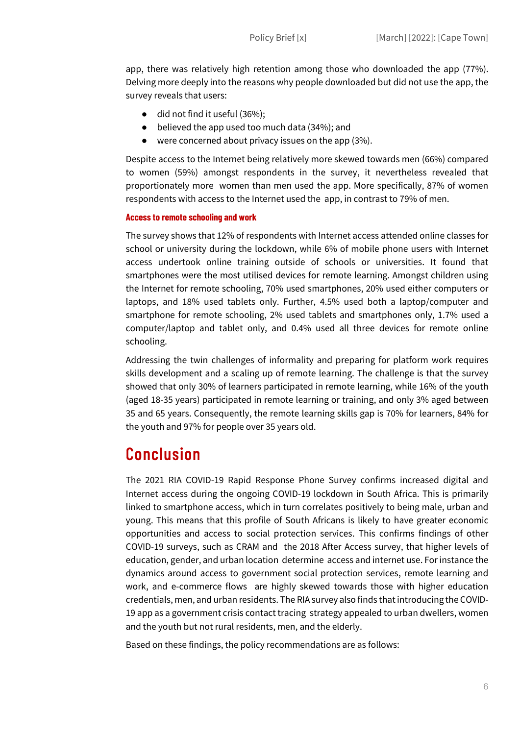app, there was relatively high retention among those who downloaded the app (77%). Delving more deeply into the reasons why people downloaded but did not use the app, the survey reveals that users:

- did not find it useful (36%);
- believed the app used too much data (34%); and
- were concerned about privacy issues on the app (3%).

Despite access to the Internet being relatively more skewed towards men (66%) compared to women (59%) amongst respondents in the survey, it nevertheless revealed that proportionately more women than men used the app. More specifically, 87% of women respondents with access to the Internet used the app, in contrast to 79% of men.

#### Access to remote schooling and work

The survey shows that 12% of respondents with Internet access attended online classes for school or university during the lockdown, while 6% of mobile phone users with Internet access undertook online training outside of schools or universities. It found that smartphones were the most utilised devices for remote learning. Amongst children using the Internet for remote schooling, 70% used smartphones, 20% used either computers or laptops, and 18% used tablets only. Further, 4.5% used both a laptop/computer and smartphone for remote schooling, 2% used tablets and smartphones only, 1.7% used a computer/laptop and tablet only, and 0.4% used all three devices for remote online schooling.

Addressing the twin challenges of informality and preparing for platform work requires skills development and a scaling up of remote learning. The challenge is that the survey showed that only 30% of learners participated in remote learning, while 16% of the youth (aged 18-35 years) participated in remote learning or training, and only 3% aged between 35 and 65 years. Consequently, the remote learning skills gap is 70% for learners, 84% for the youth and 97% for people over 35 years old.

## Conclusion

The 2021 RIA COVID-19 Rapid Response Phone Survey confirms increased digital and Internet access during the ongoing COVID-19 lockdown in South Africa. This is primarily linked to smartphone access, which in turn correlates positively to being male, urban and young. This means that this profile of South Africans is likely to have greater economic opportunities and access to social protection services. This confirms findings of other COVID-19 surveys, such as CRAM and the 2018 After Access survey, that higher levels of education, gender, and urban location determine access and internet use. For instance the dynamics around access to government social protection services, remote learning and work, and e-commerce flows are highly skewed towards those with higher education credentials, men, and urban residents. The RIA survey also finds that introducing the COVID-19 app as a government crisis contact tracing strategy appealed to urban dwellers, women and the youth but not rural residents, men, and the elderly.

Based on these findings, the policy recommendations are as follows: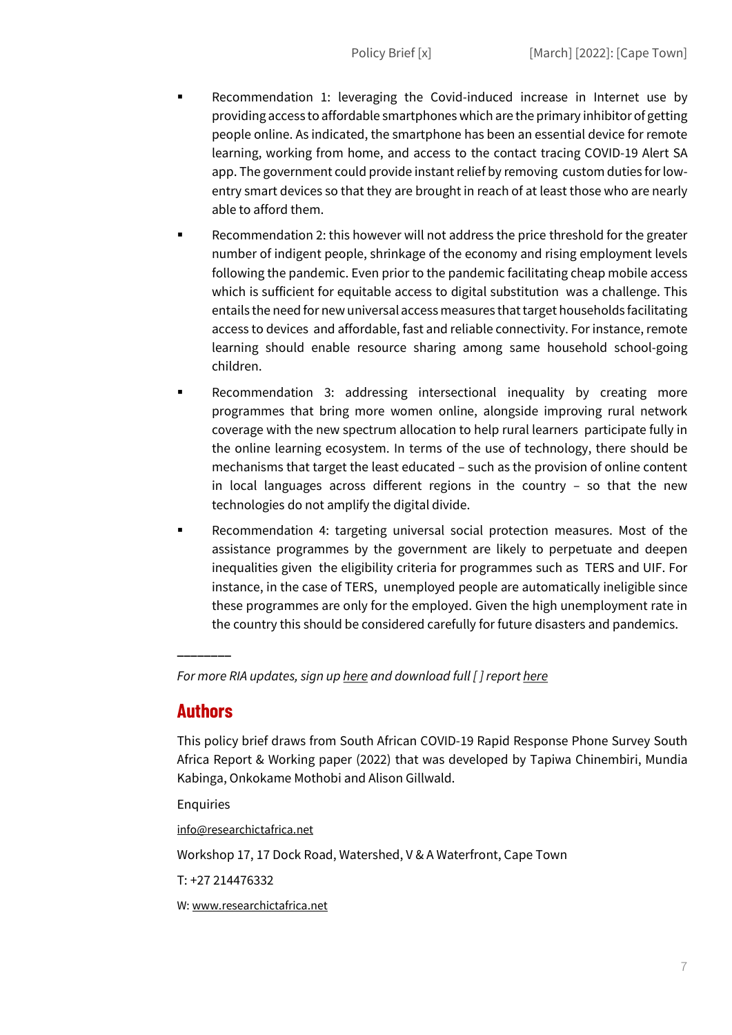- Recommendation 1: leveraging the Covid-induced increase in Internet use by providing access to affordable smartphones which are the primary inhibitor of getting people online. As indicated, the smartphone has been an essential device for remote learning, working from home, and access to the contact tracing COVID-19 Alert SA app. The government could provide instant relief by removing custom duties for low-entry smart devices so that they are brought in reach of at least those who are nearly able to afford them.
- Recommendation 2: this however will not address the price threshold for the greater number of indigent people, shrinkage of the economy and rising employment levels following the pandemic. Even prior to the pandemic facilitating cheap mobile access which is sufficient for equitable access to digital substitution was a challenge. This entails the need for new universal access measures that target households facilitating access to devices and affordable, fast and reliable connectivity. For instance, remote learning should enable resource sharing among same household school-going children.
- Recommendation 3: addressing intersectional inequality by creating more programmes that bring more women online, alongside improving rural network coverage with the new spectrum allocation to help rural learners participate fully in the online learning ecosystem. In terms of the use of technology, there should be mechanisms that target the least educated – such as the provision of online content in local languages across different regions in the country – so that the new technologies do not amplify the digital divide.
- Recommendation 4: targeting universal social protection measures. Most of the assistance programmes by the government are likely to perpetuate and deepen inequalities given the eligibility criteria for programmes such as TERS and UIF. For instance, in the case of TERS, unemployed people are automatically ineligible since these programmes are only for the employed. Given the high unemployment rate in the country this should be considered carefully for future disasters and pandemics.

________

*For more RIA updates, sign up here and download full [ ] report here*

## Authors

This policy brief draws from South African COVID-19 Rapid Response Phone Survey South Africa Report & Working paper (2022) that was developed by Tapiwa Chinembiri, Mundia Kabinga, Onkokame Mothobi and Alison Gillwald.

Enquiries

info@researchictafrica.net

Workshop 17, 17 Dock Road, Watershed, V & A Waterfront, Cape Town

T: +27 214476332

W: www.researchictafrica.net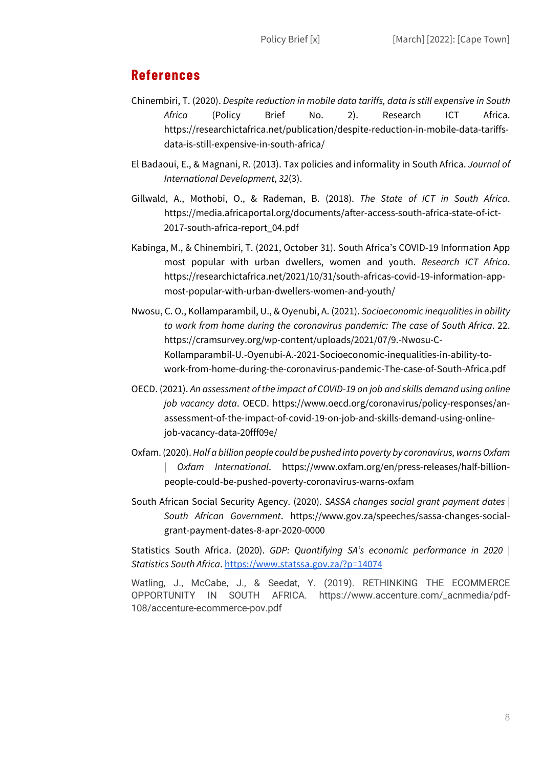## References

Chinembiri, T. (2020). *Despite reduction in mobile data tariffs, data is still expensive in South Africa* (Policy Brief No. 2). Research ICT Africa. https://researchictafrica.net/publication/despite-reduction-in-mobile-data-tariffs-data-is-still-expensive-in-south-africa/

El Badaoui, E., & Magnani, R. (2013). Tax policies and informality in South Africa. *Journal of International Development*, *32*(3).

Gillwald, A., Mothobi, O., & Rademan, B. (2018). *The State of ICT in South Africa*. https://media.africaportal.org/documents/after-access-south-africa-state-of-ict-2017-south-africa-report_04.pdf

Kabinga, M., & Chinembiri, T. (2021, October 31). South Africa's COVID-19 Information App most popular with urban dwellers, women and youth. *Research ICT Africa*. https://researchictafrica.net/2021/10/31/south-africas-covid-19-information-app-most-popular-with-urban-dwellers-women-and-youth/

Nwosu, C. O., Kollamparambil, U., & Oyenubi, A. (2021). *Socioeconomic inequalities in ability to work from home during the coronavirus pandemic: The case of South Africa*. 22. https://cramsurvey.org/wp-content/uploads/2021/07/9.-Nwosu-C-Kollamparambil-U.-Oyenubi-A.-2021-Socioeconomic-inequalities-in-ability-to-work-from-home-during-the-coronavirus-pandemic-The-case-of-South-Africa.pdf

OECD. (2021). *An assessment of the impact of COVID-19 on job and skills demand using online job vacancy data*. OECD. https://www.oecd.org/coronavirus/policy-responses/an-assessment-of-the-impact-of-covid-19-on-job-and-skills-demand-using-online-job-vacancy-data-20fff09e/

Oxfam. (2020). *Half a billion people could be pushed into poverty by coronavirus, warns Oxfam | Oxfam International*. https://www.oxfam.org/en/press-releases/half-billion-people-could-be-pushed-poverty-coronavirus-warns-oxfam

South African Social Security Agency. (2020). *SASSA changes social grant payment dates | South African Government*. https://www.gov.za/speeches/sassa-changes-social-grant-payment-dates-8-apr-2020-0000

Statistics South Africa. (2020). *GDP: Quantifying SA's economic performance in 2020 | Statistics South Africa*. https://www.statssa.gov.za/?p=14074

Watling, J., McCabe, J., & Seedat, Y. (2019). RETHINKING THE ECOMMERCE OPPORTUNITY IN SOUTH AFRICA. https://www.accenture.com/_acnmedia/pdf-108/accenture-ecommerce-pov.pdf